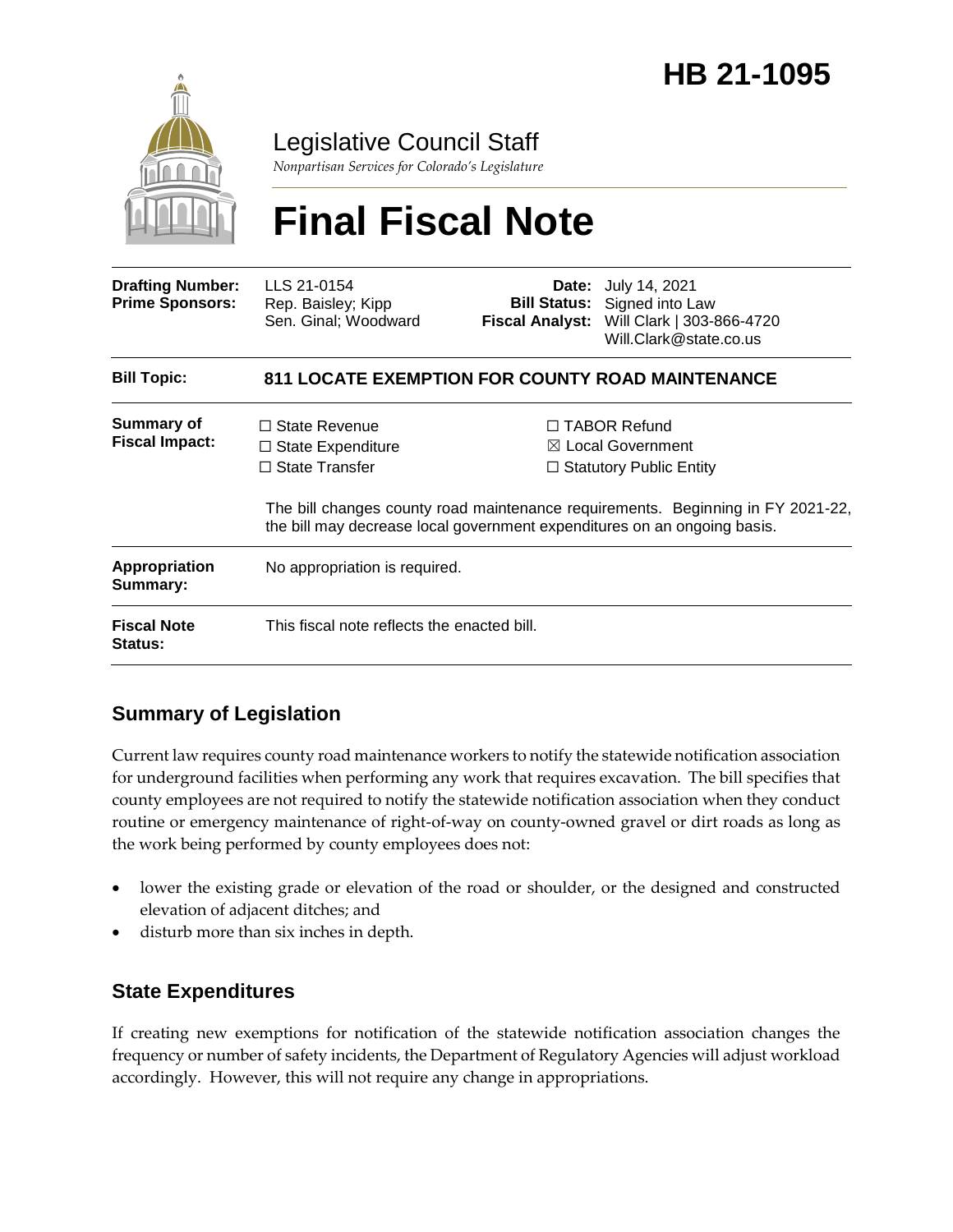# HB 21-1095

Legislative Council Staff

*Nonpartisan Services for Colorado's Legislature*

# Final Fiscal Note

| | | | |
|---|---|---|---|
| **Drafting Number:** | LLS 21-0154 | **Date:** | July 14, 2021 |
| **Prime Sponsors:** | Rep. Baisley; Kipp<br>Sen. Ginal; Woodward | **Bill Status:** | Signed into Law |
| | | **Fiscal Analyst:** | Will Clark \| 303-866-4720<br>Will.Clark@state.co.us |

| | |
|---|---|
| **Bill Topic:** | **811 LOCATE EXEMPTION FOR COUNTY ROAD MAINTENANCE** |
| **Summary of Fiscal Impact:** | ☐ State Revenue ☐ State Expenditure ☐ State Transfer ☐ TABOR Refund ☒ Local Government ☐ Statutory Public Entity<br><br>The bill changes county road maintenance requirements. Beginning in FY 2021-22, the bill may decrease local government expenditures on an ongoing basis. |
| **Appropriation Summary:** | No appropriation is required. |
| **Fiscal Note Status:** | This fiscal note reflects the enacted bill. |

## Summary of Legislation

Current law requires county road maintenance workers to notify the statewide notification association for underground facilities when performing any work that requires excavation. The bill specifies that county employees are not required to notify the statewide notification association when they conduct routine or emergency maintenance of right-of-way on county-owned gravel or dirt roads as long as the work being performed by county employees does not:

- lower the existing grade or elevation of the road or shoulder, or the designed and constructed elevation of adjacent ditches; and
- disturb more than six inches in depth.

## State Expenditures

If creating new exemptions for notification of the statewide notification association changes the frequency or number of safety incidents, the Department of Regulatory Agencies will adjust workload accordingly. However, this will not require any change in appropriations.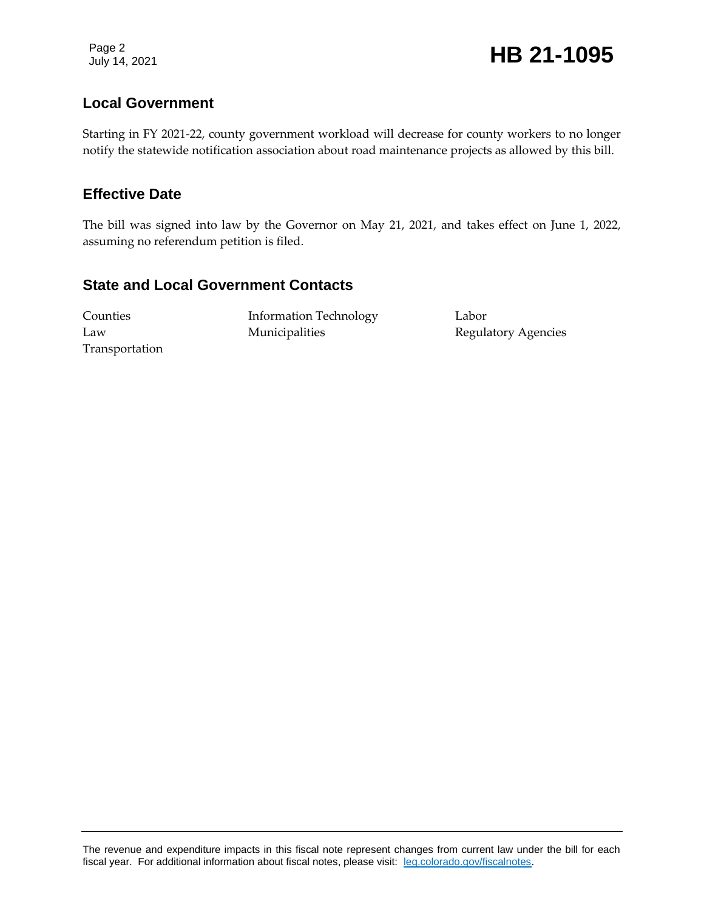## Local Government

Starting in FY 2021-22, county government workload will decrease for county workers to no longer notify the statewide notification association about road maintenance projects as allowed by this bill.

## Effective Date

The bill was signed into law by the Governor on May 21, 2021, and takes effect on June 1, 2022, assuming no referendum petition is filed.

## State and Local Government Contacts

| | | |
|---|---|---|
| Counties | Information Technology | Labor |
| Law | Municipalities | Regulatory Agencies |
| Transportation | | |

The revenue and expenditure impacts in this fiscal note represent changes from current law under the bill for each fiscal year. For additional information about fiscal notes, please visit: leg.colorado.gov/fiscalnotes.